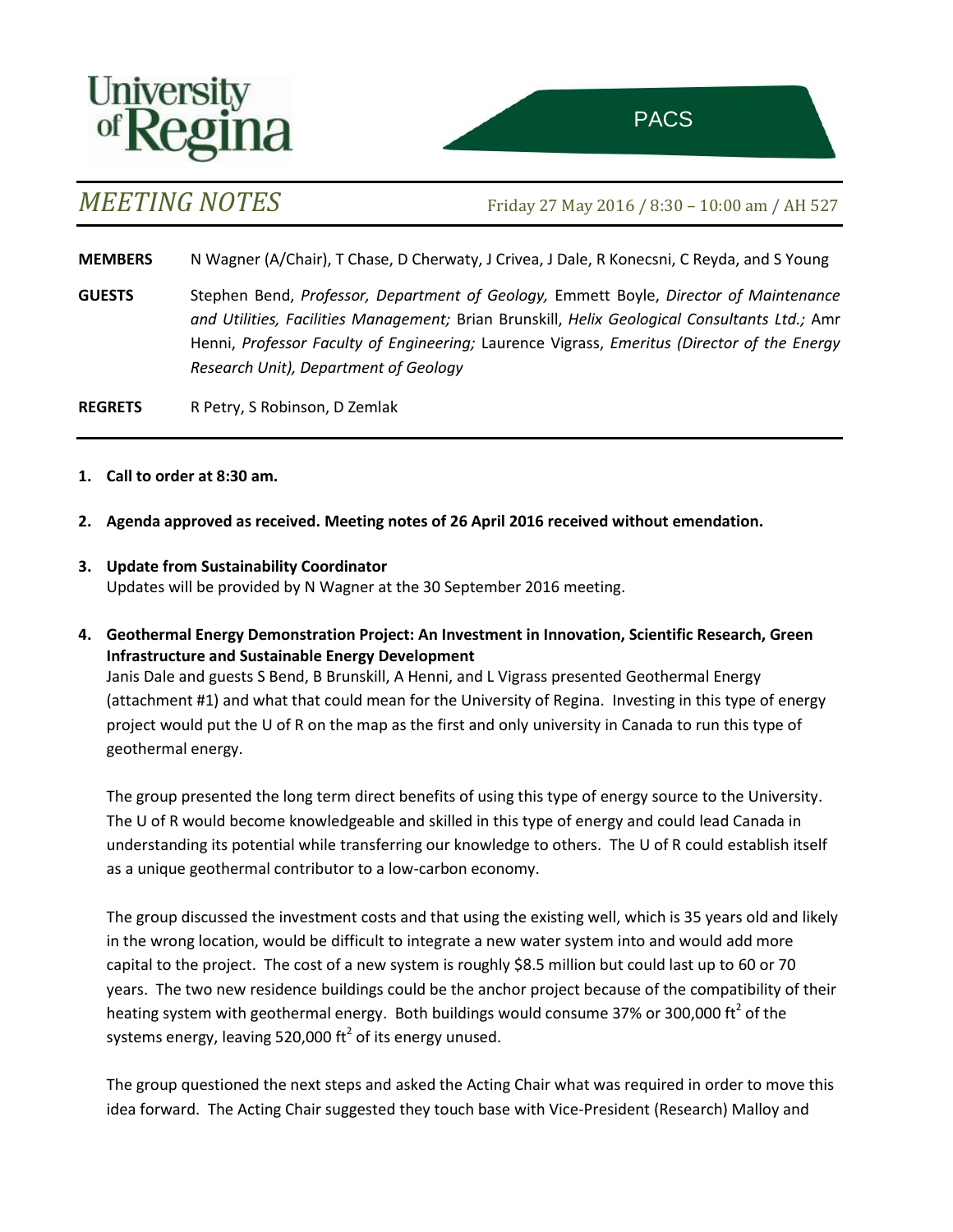University of Regina

PACS

# *MEETING NOTES*

Friday 27 May 2016 / 8:30 – 10:00 am / AH 527

**MEMBERS** N Wagner (A/Chair), T Chase, D Cherwaty, J Crivea, J Dale, R Konecsni, C Reyda, and S Young

**GUESTS** Stephen Bend, *Professor, Department of Geology,* Emmett Boyle, *Director of Maintenance and Utilities, Facilities Management;* Brian Brunskill, *Helix Geological Consultants Ltd.;* Amr Henni, *Professor Faculty of Engineering;* Laurence Vigrass, *Emeritus (Director of the Energy Research Unit), Department of Geology*

**REGRETS** R Petry, S Robinson, D Zemlak

1. **Call to order at 8:30 am.**

2. **Agenda approved as received. Meeting notes of 26 April 2016 received without emendation.**

3. **Update from Sustainability Coordinator**
   Updates will be provided by N Wagner at the 30 September 2016 meeting.

4. **Geothermal Energy Demonstration Project: An Investment in Innovation, Scientific Research, Green Infrastructure and Sustainable Energy Development**
   Janis Dale and guests S Bend, B Brunskill, A Henni, and L Vigrass presented Geothermal Energy (attachment #1) and what that could mean for the University of Regina. Investing in this type of energy project would put the U of R on the map as the first and only university in Canada to run this type of geothermal energy.

   The group presented the long term direct benefits of using this type of energy source to the University. The U of R would become knowledgeable and skilled in this type of energy and could lead Canada in understanding its potential while transferring our knowledge to others. The U of R could establish itself as a unique geothermal contributor to a low-carbon economy.

   The group discussed the investment costs and that using the existing well, which is 35 years old and likely in the wrong location, would be difficult to integrate a new water system into and would add more capital to the project. The cost of a new system is roughly $8.5 million but could last up to 60 or 70 years. The two new residence buildings could be the anchor project because of the compatibility of their heating system with geothermal energy. Both buildings would consume 37% or 300,000 $ft^2$ of the systems energy, leaving 520,000 $ft^2$ of its energy unused.

   The group questioned the next steps and asked the Acting Chair what was required in order to move this idea forward. The Acting Chair suggested they touch base with Vice-President (Research) Malloy and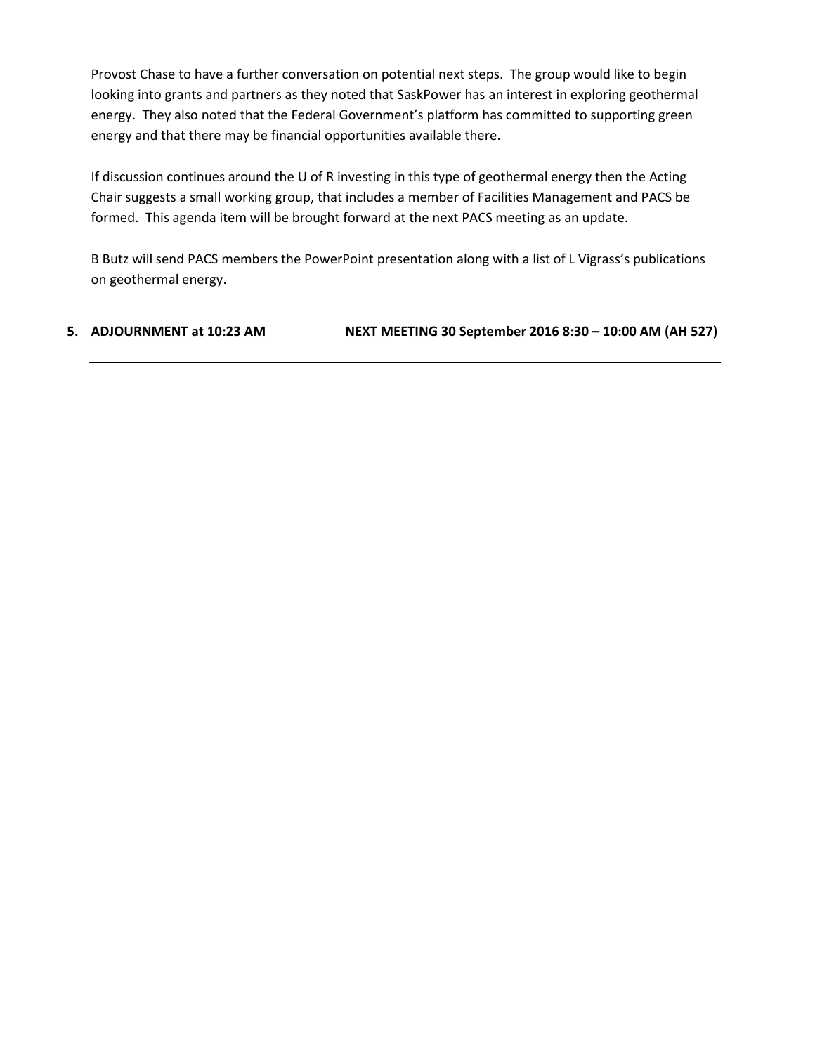Provost Chase to have a further conversation on potential next steps. The group would like to begin looking into grants and partners as they noted that SaskPower has an interest in exploring geothermal energy. They also noted that the Federal Government's platform has committed to supporting green energy and that there may be financial opportunities available there.

If discussion continues around the U of R investing in this type of geothermal energy then the Acting Chair suggests a small working group, that includes a member of Facilities Management and PACS be formed. This agenda item will be brought forward at the next PACS meeting as an update.

B Butz will send PACS members the PowerPoint presentation along with a list of L Vigrass's publications on geothermal energy.

**5. ADJOURNMENT at 10:23 AM NEXT MEETING 30 September 2016 8:30 – 10:00 AM (AH 527)**